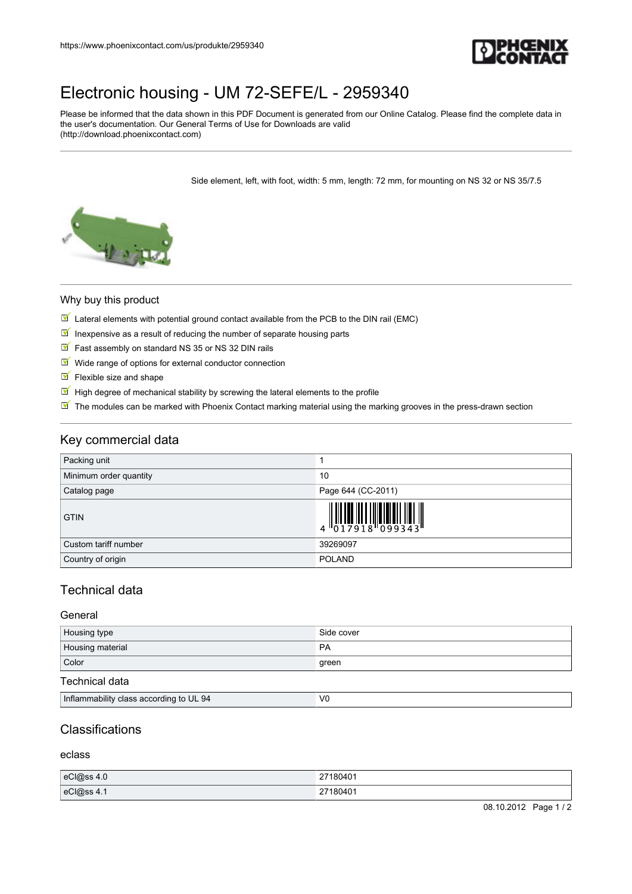# Electronic housing - UM 72-SEFE/L - 2959340

Please be informed that the data shown in this PDF Document is generated from our Online Catalog. Please find the complete data in the user's documentation. Our General Terms of Use for Downloads are valid (http://download.phoenixcontact.com)

Side element, left, with foot, width: 5 mm, length: 72 mm, for mounting on NS 32 or NS 35/7.5

## Why buy this product

- Lateral elements with potential ground contact available from the PCB to the DIN rail (EMC)
- Inexpensive as a result of reducing the number of separate housing parts
- Fast assembly on standard NS 35 or NS 32 DIN rails
- Wide range of options for external conductor connection
- Flexible size and shape
- High degree of mechanical stability by screwing the lateral elements to the profile
- The modules can be marked with Phoenix Contact marking material using the marking grooves in the press-drawn section

## Key commercial data

| | |
|---|---|
| Packing unit | 1 |
| Minimum order quantity | 10 |
| Catalog page | Page 644 (CC-2011) |
| GTIN | 4 017918 099343 |
| Custom tariff number | 39269097 |
| Country of origin | POLAND |

## Technical data

### General

| | |
|---|---|
| Housing type | Side cover |
| Housing material | PA |
| Color | green |

### Technical data

| | |
|---|---|
| Inflammability class according to UL 94 | V0 |

## Classifications

### eclass

| | |
|---|---|
| eCl@ss 4.0 | 27180401 |
| eCl@ss 4.1 | 27180401 |

08.10.2012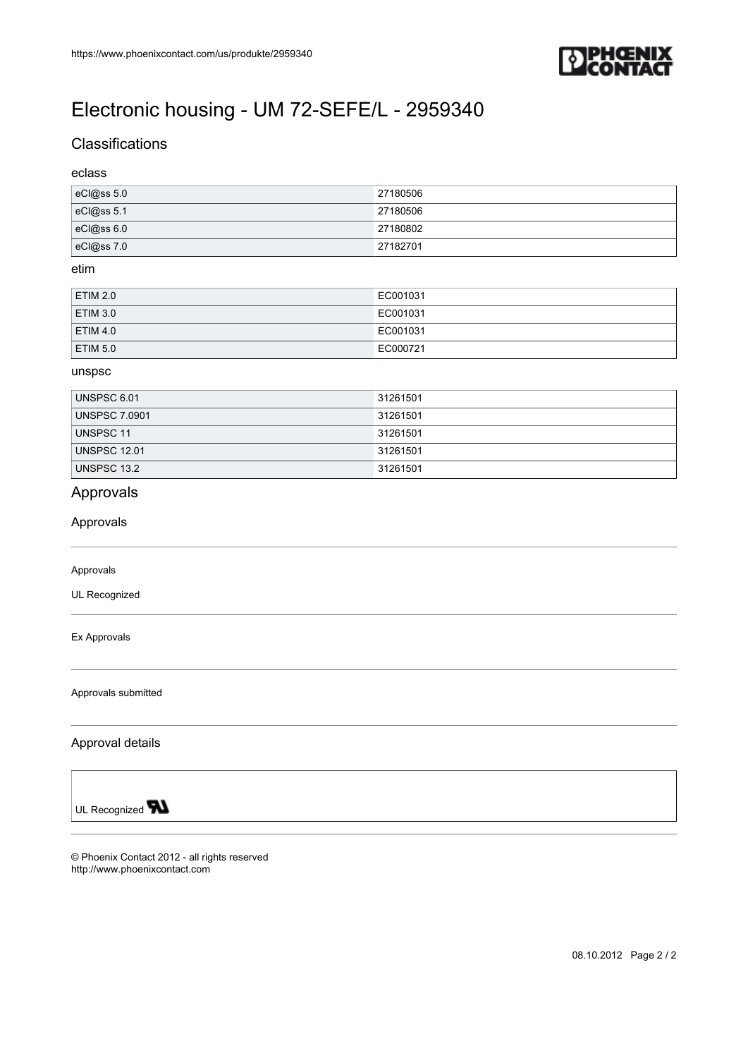# Electronic housing - UM 72-SEFE/L - 2959340

## Classifications

### eclass

| | |
|---|---|
| eCl@ss 5.0 | 27180506 |
| eCl@ss 5.1 | 27180506 |
| eCl@ss 6.0 | 27180802 |
| eCl@ss 7.0 | 27182701 |

### etim

| | |
|---|---|
| ETIM 2.0 | EC001031 |
| ETIM 3.0 | EC001031 |
| ETIM 4.0 | EC001031 |
| ETIM 5.0 | EC000721 |

### unspsc

| | |
|---|---|
| UNSPSC 6.01 | 31261501 |
| UNSPSC 7.0901 | 31261501 |
| UNSPSC 11 | 31261501 |
| UNSPSC 12.01 | 31261501 |
| UNSPSC 13.2 | 31261501 |

## Approvals

### Approvals

Approvals

UL Recognized

Ex Approvals

Approvals submitted

### Approval details

UL Recognized

© Phoenix Contact 2012 - all rights reserved
http://www.phoenixcontact.com